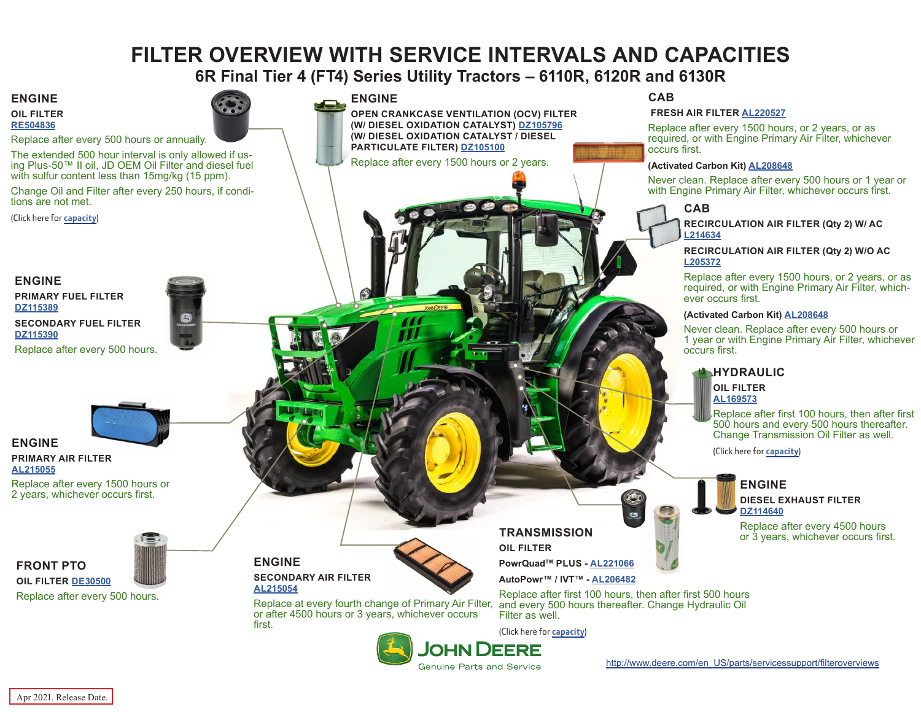# FILTER OVERVIEW WITH SERVICE INTERVALS AND CAPACITIES

## 6R Final Tier 4 (FT4) Series Utility Tractors – 6110R, 6120R and 6130R

### ENGINE

**OIL FILTER**
RE504836

Replace after every 500 hours or annually.

The extended 500 hour interval is only allowed if using Plus-50™ II oil, JD OEM Oil Filter and diesel fuel with sulfur content less than 15mg/kg (15 ppm).

Change Oil and Filter after every 250 hours, if conditions are not met.

(Click here for capacity)

### ENGINE

**PRIMARY FUEL FILTER**
DZ115389

**SECONDARY FUEL FILTER**
DZ115390

Replace after every 500 hours.

### ENGINE

**PRIMARY AIR FILTER**
AL215055

Replace after every 1500 hours or 2 years, whichever occurs first.

### FRONT PTO

**OIL FILTER** DE30500

Replace after every 500 hours.

### ENGINE

**OPEN CRANKCASE VENTILATION (OCV) FILTER**
**(W/ DIESEL OXIDATION CATALYST)** DZ105796
**(W/ DIESEL OXIDATION CATALYST / DIESEL PARTICULATE FILTER)** DZ105100

Replace after every 1500 hours or 2 years.

### ENGINE

**SECONDARY AIR FILTER**
AL215054

Replace at every fourth change of Primary Air Filter, or after 4500 hours or 3 years, whichever occurs first.

### CAB

**FRESH AIR FILTER** AL220527

Replace after every 1500 hours, or 2 years, or as required, or with Engine Primary Air Filter, whichever occurs first.

**(Activated Carbon Kit)** AL208648

Never clean. Replace after every 500 hours or 1 year or with Engine Primary Air Filter, whichever occurs first.

### CAB

**RECIRCULATION AIR FILTER (Qty 2) W/ AC**
L214634

**RECIRCULATION AIR FILTER (Qty 2) W/O AC**
L205372

Replace after every 1500 hours, or 2 years, or as required, or with Engine Primary Air Filter, whichever occurs first.

**(Activated Carbon Kit)** AL208648

Never clean. Replace after every 500 hours or 1 year or with Engine Primary Air Filter, whichever occurs first.

### HYDRAULIC

**OIL FILTER**
AL169573

Replace after first 100 hours, then after first 500 hours and every 500 hours thereafter. Change Transmission Oil Filter as well.

(Click here for capacity)

### ENGINE

**DIESEL EXHAUST FILTER**
DZ114640

Replace after every 4500 hours or 3 years, whichever occurs first.

### TRANSMISSION

**OIL FILTER**

**PowrQuad™ PLUS -** AL221066

**AutoPowr™ / IVT™ -** AL206482

Replace after first 100 hours, then after first 500 hours and every 500 hours thereafter. Change Hydraulic Oil Filter as well.

(Click here for capacity)

JOHN DEERE
Genuine Parts and Service

http://www.deere.com/en_US/parts/servicessupport/filteroverviews

Apr 2021. Release Date.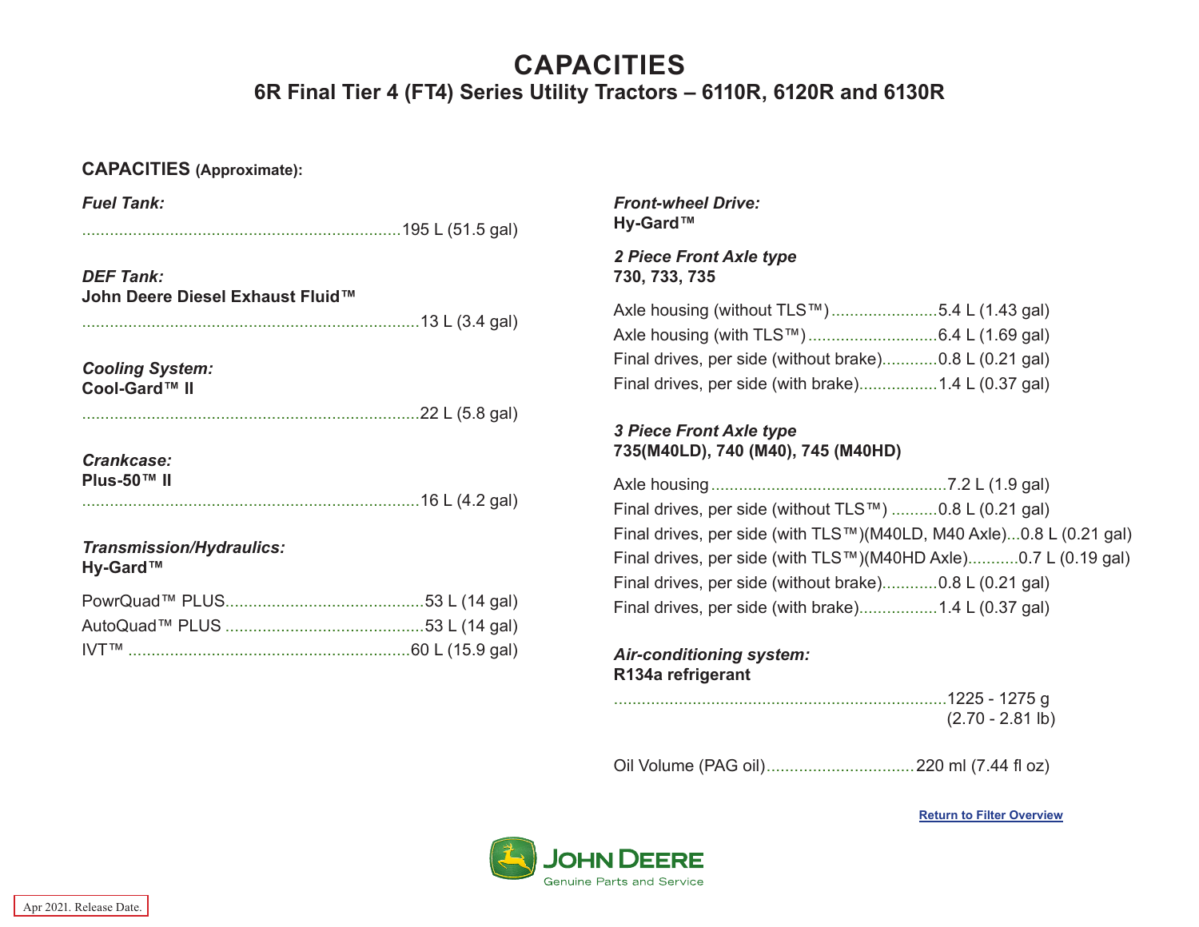# CAPACITIES

## 6R Final Tier 4 (FT4) Series Utility Tractors – 6110R, 6120R and 6130R

**CAPACITIES** **(Approximate):**

***Fuel Tank:***

.......................................................................195 L (51.5 gal)

***DEF Tank:***
**John Deere Diesel Exhaust Fluid™**

..........................................................................13 L (3.4 gal)

***Cooling System:***
**Cool-Gard™ II**

..........................................................................22 L (5.8 gal)

***Crankcase:***
**Plus-50™ II**

..........................................................................16 L (4.2 gal)

***Transmission/Hydraulics:***
**Hy-Gard™**

PowrQuad™ PLUS...........................................53 L (14 gal)
AutoQuad™ PLUS ...........................................53 L (14 gal)
IVT™ .............................................................60 L (15.9 gal)

***Front-wheel Drive:***
**Hy-Gard™**

***2 Piece Front Axle type***
**730, 733, 735**

Axle housing (without TLS™).......................5.4 L (1.43 gal)
Axle housing (with TLS™)...........................6.4 L (1.69 gal)
Final drives, per side (without brake)............0.8 L (0.21 gal)
Final drives, per side (with brake)................1.4 L (0.37 gal)

***3 Piece Front Axle type***
**735(M40LD), 740 (M40), 745 (M40HD)**

Axle housing ...................................................7.2 L (1.9 gal)
Final drives, per side (without TLS™) ..........0.8 L (0.21 gal)
Final drives, per side (with TLS™)(M40LD, M40 Axle)...0.8 L (0.21 gal)
Final drives, per side (with TLS™)(M40HD Axle)...........0.7 L (0.19 gal)
Final drives, per side (without brake)............0.8 L (0.21 gal)
Final drives, per side (with brake)................1.4 L (0.37 gal)

***Air-conditioning system:***
**R134a refrigerant**

........................................................................1225 - 1275 g
(2.70 - 2.81 lb)

Oil Volume (PAG oil)................................220 ml (7.44 fl oz)

Return to Filter Overview

JOHN DEERE
Genuine Parts and Service

Apr 2021. Release Date.